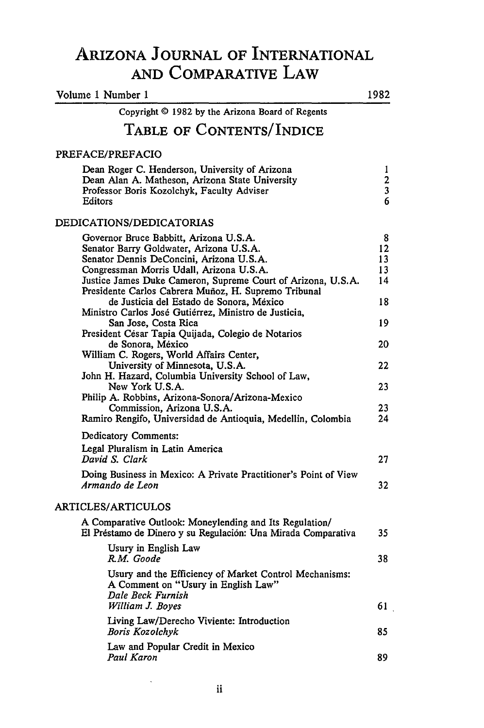# Arizona Journal of International and Comparative Law

Volume 1 Number 1 — 1982

Copyright © 1982 by the Arizona Board of Regents

## Table of Contents/Indice

### PREFACE/PREFACIO

| | |
|---|---|
| Dean Roger C. Henderson, University of Arizona | 1 |
| Dean Alan A. Matheson, Arizona State University | 2 |
| Professor Boris Kozolchyk, Faculty Adviser | 3 |
| Editors | 6 |

### DEDICATIONS/DEDICATORIAS

| | |
|---|---|
| Governor Bruce Babbitt, Arizona U.S.A. | 8 |
| Senator Barry Goldwater, Arizona U.S.A. | 12 |
| Senator Dennis DeConcini, Arizona U.S.A. | 13 |
| Congressman Morris Udall, Arizona U.S.A. | 13 |
| Justice James Duke Cameron, Supreme Court of Arizona, U.S.A. | 14 |
| Presidente Carlos Cabrera Muñoz, H. Supremo Tribunal de Justicia del Estado de Sonora, México | 18 |
| Ministro Carlos José Gutiérrez, Ministro de Justicia, San Jose, Costa Rica | 19 |
| President César Tapia Quijada, Colegio de Notarios de Sonora, México | 20 |
| William C. Rogers, World Affairs Center, University of Minnesota, U.S.A. | 22 |
| John H. Hazard, Columbia University School of Law, New York U.S.A. | 23 |
| Philip A. Robbins, Arizona-Sonora/Arizona-Mexico Commission, Arizona U.S.A. | 23 |
| Ramiro Rengifo, Universidad de Antioquia, Medellin, Colombia | 24 |

Dedicatory Comments:

| | |
|---|---|
| Legal Pluralism in Latin America<br>*David S. Clark* | 27 |
| Doing Business in Mexico: A Private Practitioner's Point of View<br>*Armando de Leon* | 32 |

### ARTICLES/ARTICULOS

| | |
|---|---|
| A Comparative Outlook: Moneylending and Its Regulation/<br>El Préstamo de Dinero y su Regulación: Una Mirada Comparativa | 35 |
| Usury in English Law<br>*R.M. Goode* | 38 |
| Usury and the Efficiency of Market Control Mechanisms: A Comment on "Usury in English Law"<br>*Dale Beck Furnish*<br>*William J. Boyes* | 61 |
| Living Law/Derecho Viviente: Introduction<br>*Boris Kozolchyk* | 85 |
| Law and Popular Credit in Mexico<br>*Paul Karon* | 89 |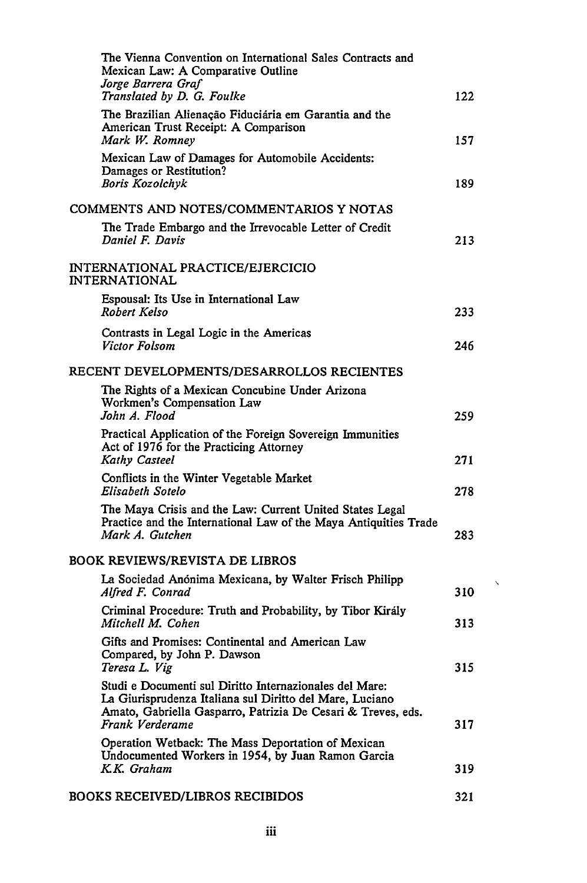The Vienna Convention on International Sales Contracts and Mexican Law: A Comparative Outline
*Jorge Barrera Graf*
*Translated by D. G. Foulke* 122

The Brazilian Alienação Fiduciária em Garantia and the American Trust Receipt: A Comparison
*Mark W. Romney* 157

Mexican Law of Damages for Automobile Accidents: Damages or Restitution?
*Boris Kozolchyk* 189

## COMMENTS AND NOTES/COMMENTARIOS Y NOTAS

The Trade Embargo and the Irrevocable Letter of Credit
*Daniel F. Davis* 213

## INTERNATIONAL PRACTICE/EJERCICIO INTERNATIONAL

Espousal: Its Use in International Law
*Robert Kelso* 233

Contrasts in Legal Logic in the Americas
*Victor Folsom* 246

## RECENT DEVELOPMENTS/DESARROLLOS RECIENTES

The Rights of a Mexican Concubine Under Arizona Workmen's Compensation Law
*John A. Flood* 259

Practical Application of the Foreign Sovereign Immunities Act of 1976 for the Practicing Attorney
*Kathy Casteel* 271

Conflicts in the Winter Vegetable Market
*Elisabeth Sotelo* 278

The Maya Crisis and the Law: Current United States Legal Practice and the International Law of the Maya Antiquities Trade
*Mark A. Gutchen* 283

## BOOK REVIEWS/REVISTA DE LIBROS

La Sociedad Anónima Mexicana, by Walter Frisch Philipp
*Alfred F. Conrad* 310

Criminal Procedure: Truth and Probability, by Tibor Király
*Mitchell M. Cohen* 313

Gifts and Promises: Continental and American Law Compared, by John P. Dawson
*Teresa L. Vig* 315

Studi e Documenti sul Diritto Internazionales del Mare: La Giurisprudenza Italiana sul Diritto del Mare, Luciano Amato, Gabriella Gasparro, Patrizia De Cesari & Treves, eds.
*Frank Verderame* 317

Operation Wetback: The Mass Deportation of Mexican Undocumented Workers in 1954, by Juan Ramon Garcia
*K.K. Graham* 319

## BOOKS RECEIVED/LIBROS RECIBIDOS 321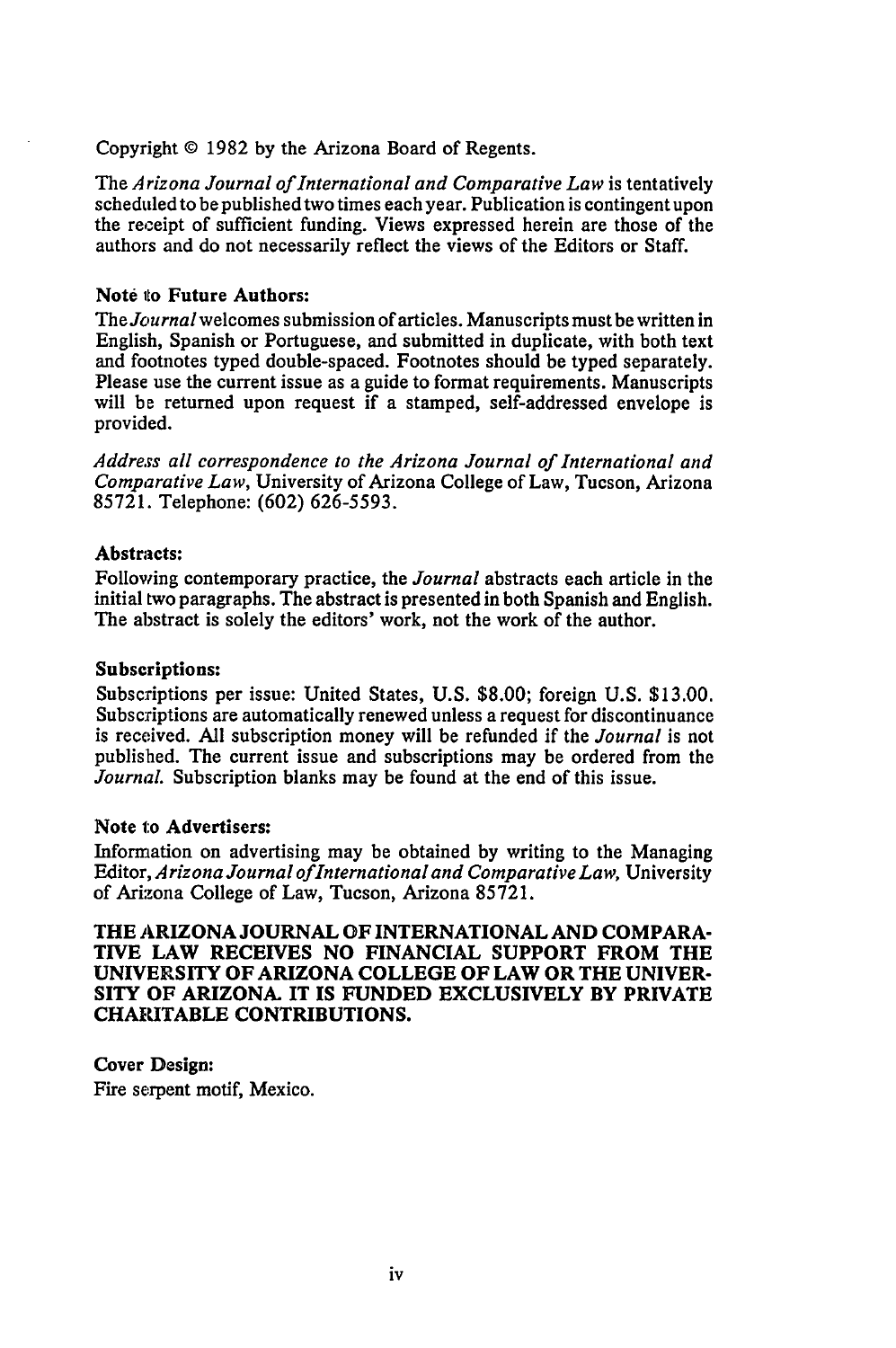Copyright © 1982 by the Arizona Board of Regents.

The *Arizona Journal of International and Comparative Law* is tentatively scheduled to be published two times each year. Publication is contingent upon the receipt of sufficient funding. Views expressed herein are those of the authors and do not necessarily reflect the views of the Editors or Staff.

**Note to Future Authors:**
The *Journal* welcomes submission of articles. Manuscripts must be written in English, Spanish or Portuguese, and submitted in duplicate, with both text and footnotes typed double-spaced. Footnotes should be typed separately. Please use the current issue as a guide to format requirements. Manuscripts will be returned upon request if a stamped, self-addressed envelope is provided.

*Address all correspondence to the Arizona Journal of International and Comparative Law*, University of Arizona College of Law, Tucson, Arizona 85721. Telephone: (602) 626-5593.

**Abstracts:**
Following contemporary practice, the *Journal* abstracts each article in the initial two paragraphs. The abstract is presented in both Spanish and English. The abstract is solely the editors' work, not the work of the author.

**Subscriptions:**
Subscriptions per issue: United States, U.S. $8.00; foreign U.S. $13.00. Subscriptions are automatically renewed unless a request for discontinuance is received. All subscription money will be refunded if the *Journal* is not published. The current issue and subscriptions may be ordered from the *Journal*. Subscription blanks may be found at the end of this issue.

**Note to Advertisers:**
Information on advertising may be obtained by writing to the Managing Editor, *Arizona Journal of International and Comparative Law*, University of Arizona College of Law, Tucson, Arizona 85721.

**THE ARIZONA JOURNAL OF INTERNATIONAL AND COMPARATIVE LAW RECEIVES NO FINANCIAL SUPPORT FROM THE UNIVERSITY OF ARIZONA COLLEGE OF LAW OR THE UNIVERSITY OF ARIZONA. IT IS FUNDED EXCLUSIVELY BY PRIVATE CHARITABLE CONTRIBUTIONS.**

**Cover Design:**
Fire serpent motif, Mexico.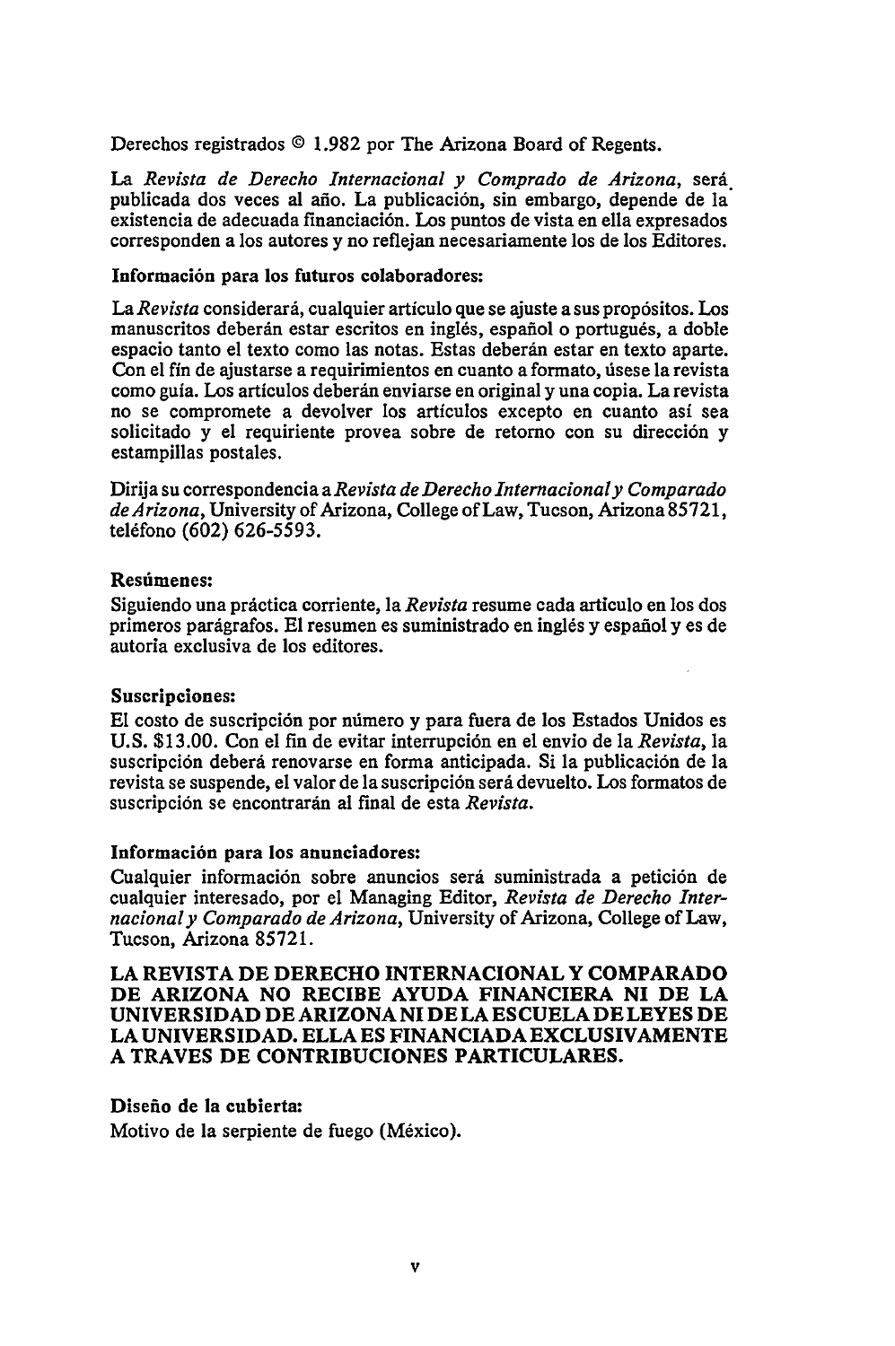Derechos registrados © 1.982 por The Arizona Board of Regents.

La *Revista de Derecho Internacional y Comprado de Arizona*, será publicada dos veces al año. La publicación, sin embargo, depende de la existencia de adecuada financiación. Los puntos de vista en ella expresados corresponden a los autores y no reflejan necesariamente los de los Editores.

**Información para los futuros colaboradores:**

La *Revista* considerará, cualquier artículo que se ajuste a sus propósitos. Los manuscritos deberán estar escritos en inglés, español o portugués, a doble espacio tanto el texto como las notas. Estas deberán estar en texto aparte. Con el fin de ajustarse a requirimientos en cuanto a formato, úsese la revista como guía. Los artículos deberán enviarse en original y una copia. La revista no se compromete a devolver los artículos excepto en cuanto así sea solicitado y el requiriente provea sobre de retorno con su dirección y estampillas postales.

Dirija su correspondencia a *Revista de Derecho Internacional y Comparado de Arizona*, University of Arizona, College of Law, Tucson, Arizona 85721, teléfono (602) 626-5593.

**Resúmenes:**

Siguiendo una práctica corriente, la *Revista* resume cada artículo en los dos primeros parágrafos. El resumen es suministrado en inglés y español y es de autoria exclusiva de los editores.

**Suscripciones:**

El costo de suscripción por número y para fuera de los Estados Unidos es U.S. $13.00. Con el fin de evitar interrupción en el envio de la *Revista*, la suscripción deberá renovarse en forma anticipada. Si la publicación de la revista se suspende, el valor de la suscripción será devuelto. Los formatos de suscripción se encontrarán al final de esta *Revista*.

**Información para los anunciadores:**

Cualquier información sobre anuncios será suministrada a petición de cualquier interesado, por el Managing Editor, *Revista de Derecho Internacional y Comparado de Arizona*, University of Arizona, College of Law, Tucson, Arizona 85721.

**LA REVISTA DE DERECHO INTERNACIONAL Y COMPARADO DE ARIZONA NO RECIBE AYUDA FINANCIERA NI DE LA UNIVERSIDAD DE ARIZONA NI DE LA ESCUELA DE LEYES DE LA UNIVERSIDAD. ELLA ES FINANCIADA EXCLUSIVAMENTE A TRAVES DE CONTRIBUCIONES PARTICULARES.**

**Diseño de la cubierta:**

Motivo de la serpiente de fuego (México).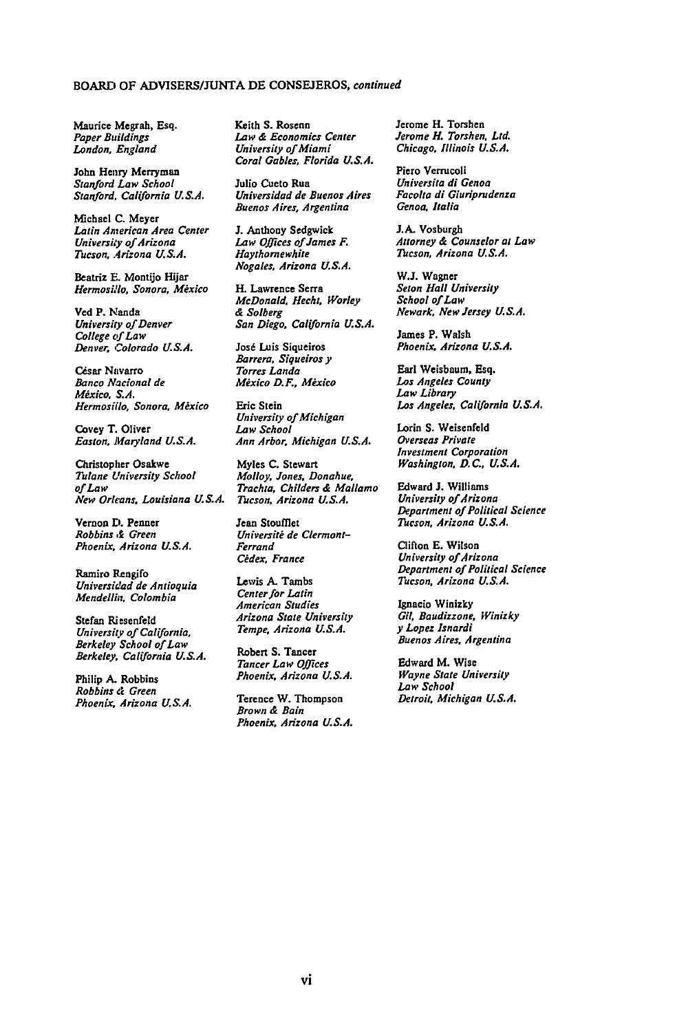BOARD OF ADVISERS/JUNTA DE CONSEJEROS, *continued*

Maurice Megrah, Esq.
*Paper Buildings*
*London, England*

John Henry Merryman
*Stanford Law School*
*Stanford, California U.S.A.*

Michael C. Meyer
*Latin American Area Center*
*University of Arizona*
*Tucson, Arizona U.S.A.*

Beatriz E. Montijo Hijar
*Hermosillo, Sonora, México*

Ved P. Nanda
*University of Denver*
*College of Law*
*Denver, Colorado U.S.A.*

César Navarro
*Banco Nacional de*
*México, S.A.*
*Hermosillo, Sonora, México*

Covey T. Oliver
*Easton, Maryland U.S.A.*

Christopher Osakwe
*Tulane University School*
*of Law*
*New Orleans, Louisiana U.S.A.*

Vernon D. Penner
*Robbins & Green*
*Phoenix, Arizona U.S.A.*

Ramiro Rengifo
*Universidad de Antioquia*
*Mendellin, Colombia*

Stefan Riesenfeld
*University of California,*
*Berkeley School of Law*
*Berkeley, California U.S.A.*

Philip A. Robbins
*Robbins & Green*
*Phoenix, Arizona U.S.A.*

Keith S. Rosenn
*Law & Economics Center*
*University of Miami*
*Coral Gables, Florida U.S.A.*

Julio Cueto Rua
*Universidad de Buenos Aires*
*Buenos Aires, Argentina*

J. Anthony Sedgwick
*Law Offices of James F.*
*Haythornewhite*
*Nogales, Arizona U.S.A.*

H. Lawrence Serra
*McDonald, Hecht, Worley*
*& Solberg*
*San Diego, California U.S.A.*

José Luis Siqueiros
*Barrera, Siqueiros y*
*Torres Landa*
*México D.F., México*

Eric Stein
*University of Michigan*
*Law School*
*Ann Arbor, Michigan U.S.A.*

Myles C. Stewart
*Molloy, Jones, Donahue,*
*Trachta, Childers & Mallamo*
*Tucson, Arizona U.S.A.*

Jean Stoufflet
*Université de Clermont-*
*Ferrand*
*Cédex, France*

Lewis A. Tambs
*Center for Latin*
*American Studies*
*Arizona State University*
*Tempe, Arizona U.S.A.*

Robert S. Tancer
*Tancer Law Offices*
*Phoenix, Arizona U.S.A.*

Terence W. Thompson
*Brown & Bain*
*Phoenix, Arizona U.S.A.*

Jerome H. Torshen
*Jerome H. Torshen, Ltd.*
*Chicago, Illinois U.S.A.*

Piero Verrucoli
*Universita di Genoa*
*Facolta di Giuriprudenza*
*Genoa, Italia*

J.A. Vosburgh
*Attorney & Counselor at Law*
*Tucson, Arizona U.S.A.*

W.J. Wagner
*Seton Hall University*
*School of Law*
*Newark, New Jersey U.S.A.*

James P. Walsh
*Phoenix, Arizona U.S.A.*

Earl Weisbaum, Esq.
*Los Angeles County*
*Law Library*
*Los Angeles, California U.S.A.*

Lorin S. Weisenfeld
*Overseas Private*
*Investment Corporation*
*Washington, D.C., U.S.A.*

Edward J. Williams
*University of Arizona*
*Department of Political Science*
*Tucson, Arizona U.S.A.*

Clifton E. Wilson
*University of Arizona*
*Department of Political Science*
*Tucson, Arizona U.S.A.*

Ignacio Winizky
*Gil, Baudizzone, Winizky*
*y Lopez Isnardi*
*Buenos Aires, Argentina*

Edward M. Wise
*Wayne State University*
*Law School*
*Detroit, Michigan U.S.A.*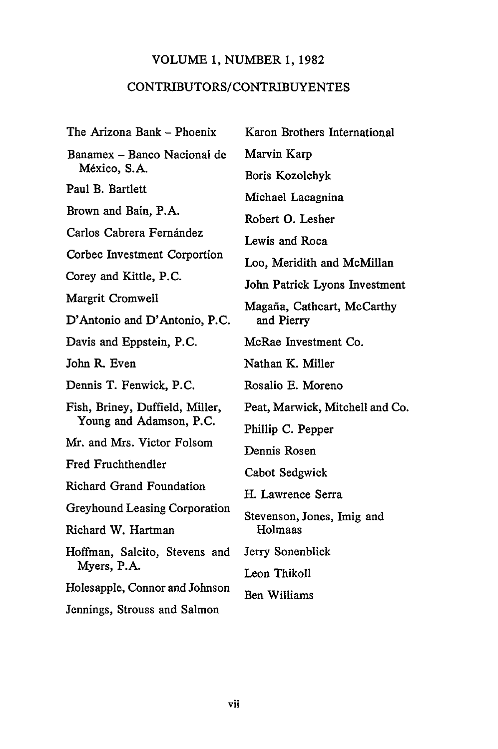VOLUME 1, NUMBER 1, 1982

## CONTRIBUTORS/CONTRIBUYENTES

The Arizona Bank – Phoenix

Banamex – Banco Nacional de México, S.A.

Paul B. Bartlett

Brown and Bain, P.A.

Carlos Cabrera Fernández

Corbec Investment Corportion

Corey and Kittle, P.C.

Margrit Cromwell

D'Antonio and D'Antonio, P.C.

Davis and Eppstein, P.C.

John R. Even

Dennis T. Fenwick, P.C.

Fish, Briney, Duffield, Miller, Young and Adamson, P.C.

Mr. and Mrs. Victor Folsom

Fred Fruchthendler

Richard Grand Foundation

Greyhound Leasing Corporation

Richard W. Hartman

Hoffman, Salcito, Stevens and Myers, P.A.

Holesapple, Connor and Johnson

Jennings, Strouss and Salmon

Karon Brothers International

Marvin Karp

Boris Kozolchyk

Michael Lacagnina

Robert O. Lesher

Lewis and Roca

Loo, Meridith and McMillan

John Patrick Lyons Investment

Magaña, Cathcart, McCarthy and Pierry

McRae Investment Co.

Nathan K. Miller

Rosalio E. Moreno

Peat, Marwick, Mitchell and Co.

Phillip C. Pepper

Dennis Rosen

Cabot Sedgwick

H. Lawrence Serra

Stevenson, Jones, Imig and Holmaas

Jerry Sonenblick

Leon Thikoll

Ben Williams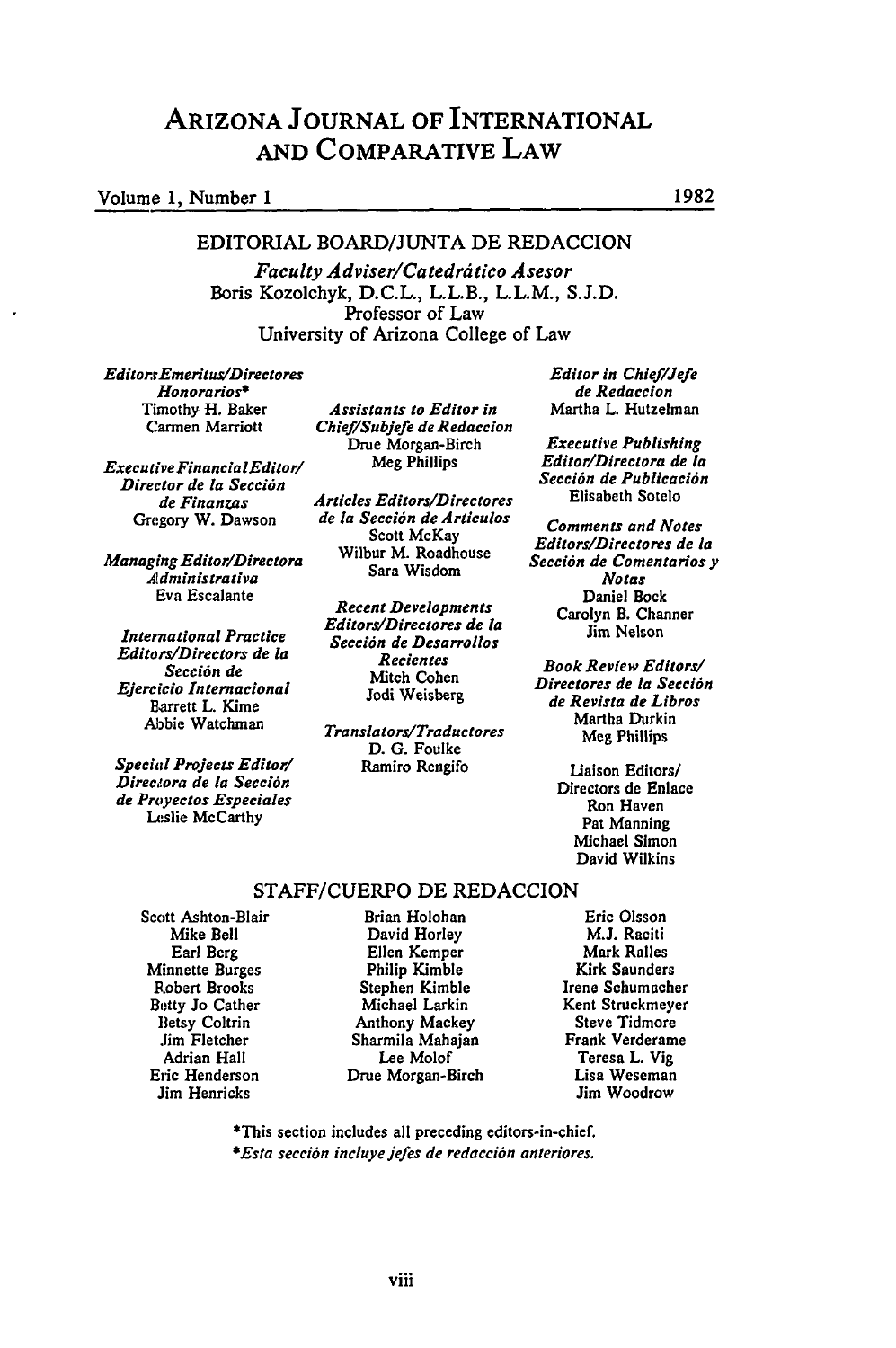# ARIZONA JOURNAL OF INTERNATIONAL AND COMPARATIVE LAW

Volume 1, Number 1 1982

## EDITORIAL BOARD/JUNTA DE REDACCION

***Faculty Adviser/Catedrático Asesor***
Boris Kozolchyk, D.C.L., L.L.B., L.L.M., S.J.D.
Professor of Law
University of Arizona College of Law

***Editors Emeritus/Directores Honorarios****
Timothy H. Baker
Carmen Marriott

***Executive Financial Editor/ Director de la Sección de Finanzas***
Gregory W. Dawson

***Managing Editor/Directora Administrativa***
Eva Escalante

***International Practice Editors/Directors de la Sección de Ejercicio Internacional***
Barrett L. Kime
Abbie Watchman

***Special Projects Editor/ Directora de la Sección de Proyectos Especiales***
Leslie McCarthy

***Assistants to Editor in Chief/Subjefe de Redaccion***
Drue Morgan-Birch
Meg Phillips

***Articles Editors/Directores de la Sección de Articulos***
Scott McKay
Wilbur M. Roadhouse
Sara Wisdom

***Recent Developments Editors/Directores de la Sección de Desarrollos Recientes***
Mitch Cohen
Jodi Weisberg

***Translators/Traductores***
D. G. Foulke
Ramiro Rengifo

***Editor in Chief/Jefe de Redaccion***
Martha L. Hutzelman

***Executive Publishing Editor/Directora de la Sección de Publicación***
Elisabeth Sotelo

***Comments and Notes Editors/Directores de la Sección de Comentarios y Notas***
Daniel Bock
Carolyn B. Channer
Jim Nelson

***Book Review Editors/ Directores de la Sección de Revista de Libros***
Martha Durkin
Meg Phillips

Liaison Editors/
Directors de Enlace
Ron Haven
Pat Manning
Michael Simon
David Wilkins

## STAFF/CUERPO DE REDACCION

Scott Ashton-Blair
Mike Bell
Earl Berg
Minnette Burges
Robert Brooks
Betty Jo Cather
Betsy Coltrin
Jim Fletcher
Adrian Hall
Eric Henderson
Jim Henricks
Brian Holohan
David Horley
Ellen Kemper
Philip Kimble
Stephen Kimble
Michael Larkin
Anthony Mackey
Sharmila Mahajan
Lee Molof
Drue Morgan-Birch
Eric Olsson
M.J. Raciti
Mark Ralles
Kirk Saunders
Irene Schumacher
Kent Struckmeyer
Steve Tidmore
Frank Verderame
Teresa L. Vig
Lisa Weseman
Jim Woodrow

*This section includes all preceding editors-in-chief.
**Esta sección incluye jefes de redacción anteriores.*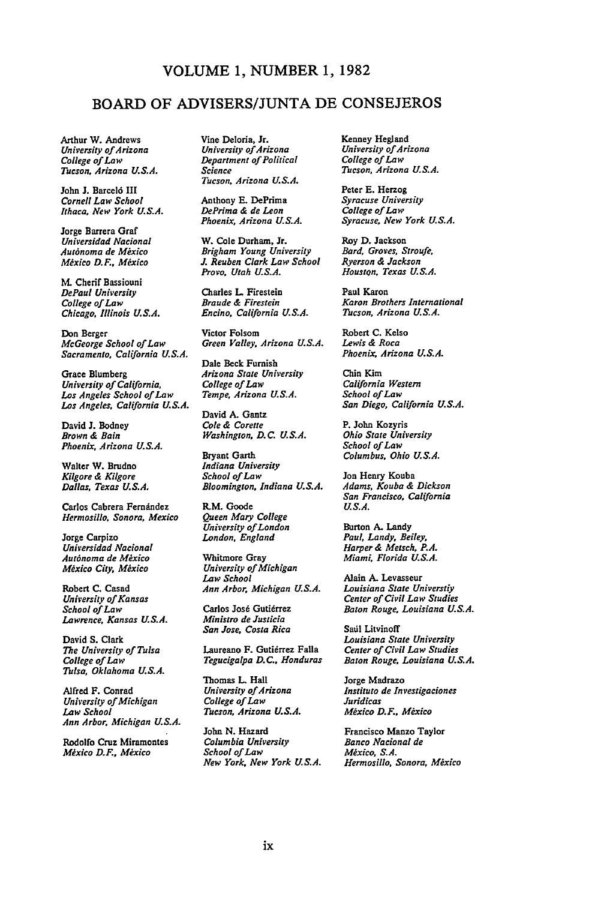## VOLUME 1, NUMBER 1, 1982

## BOARD OF ADVISERS/JUNTA DE CONSEJEROS

Arthur W. Andrews
*University of Arizona*
*College of Law*
*Tucson, Arizona U.S.A.*

John J. Barceló III
*Cornell Law School*
*Ithaca, New York U.S.A.*

Jorge Barrera Graf
*Universidad Nacional*
*Autónoma de México*
*México D.F., México*

M. Cherif Bassiouni
*DePaul University*
*College of Law*
*Chicago, Illinois U.S.A.*

Don Berger
*McGeorge School of Law*
*Sacramento, California U.S.A.*

Grace Blumberg
*University of California,*
*Los Angeles School of Law*
*Los Angeles, California U.S.A.*

David J. Bodney
*Brown & Bain*
*Phoenix, Arizona U.S.A.*

Walter W. Brudno
*Kilgore & Kilgore*
*Dallas, Texas U.S.A.*

Carlos Cabrera Fernández
*Hermosillo, Sonora, Mexico*

Jorge Carpizo
*Universidad Nacional*
*Autónoma de México*
*México City, México*

Robert C. Casad
*University of Kansas*
*School of Law*
*Lawrence, Kansas U.S.A.*

David S. Clark
*The University of Tulsa*
*College of Law*
*Tulsa, Oklahoma U.S.A.*

Alfred F. Conrad
*University of Michigan*
*Law School*
*Ann Arbor, Michigan U.S.A.*

Rodolfo Cruz Miramontes
*México D.F., México*

Vine Deloria, Jr.
*University of Arizona*
*Department of Political*
*Science*
*Tucson, Arizona U.S.A.*

Anthony E. DePrima
*DePrima & de Leon*
*Phoenix, Arizona U.S.A.*

W. Cole Durham, Jr.
*Brigham Young University*
*J. Reuben Clark Law School*
*Provo, Utah U.S.A.*

Charles L. Firestein
*Braude & Firestein*
*Encino, California U.S.A.*

Victor Folsom
*Green Valley, Arizona U.S.A.*

Dale Beck Furnish
*Arizona State University*
*College of Law*
*Tempe, Arizona U.S.A.*

David A. Gantz
*Cole & Corette*
*Washington, D.C. U.S.A.*

Bryant Garth
*Indiana University*
*School of Law*
*Bloomington, Indiana U.S.A.*

R.M. Goode
*Queen Mary College*
*University of London*
*London, England*

Whitmore Gray
*University of Michigan*
*Law School*
*Ann Arbor, Michigan U.S.A.*

Carlos José Gutiérrez
*Ministro de Justicia*
*San Jose, Costa Rica*

Laureano F. Gutiérrez Falla
*Tegucigalpa D.C., Honduras*

Thomas L. Hall
*University of Arizona*
*College of Law*
*Tucson, Arizona U.S.A.*

John N. Hazard
*Columbia University*
*School of Law*
*New York, New York U.S.A.*

Kenney Hegland
*University of Arizona*
*College of Law*
*Tucson, Arizona U.S.A.*

Peter E. Herzog
*Syracuse University*
*College of Law*
*Syracuse, New York U.S.A.*

Roy D. Jackson
*Bard, Groves, Stroufe,*
*Ryerson & Jackson*
*Houston, Texas U.S.A.*

Paul Karon
*Karon Brothers International*
*Tucson, Arizona U.S.A.*

Robert C. Kelso
*Lewis & Roca*
*Phoenix, Arizona U.S.A.*

Chin Kim
*California Western*
*School of Law*
*San Diego, California U.S.A.*

P. John Kozyris
*Ohio State University*
*School of Law*
*Columbus, Ohio U.S.A.*

Jon Henry Kouba
*Adams, Kouba & Dickson*
*San Francisco, California*
*U.S.A.*

Burton A. Landy
*Paul, Landy, Beiley,*
*Harper & Metsch, P.A.*
*Miami, Florida U.S.A.*

Alain A. Levasseur
*Louisiana State Universtiy*
*Center of Civil Law Studies*
*Baton Rouge, Louisiana U.S.A.*

Saúl Litvinoff
*Louisiana State University*
*Center of Civil Law Studies*
*Baton Rouge, Louisiana U.S.A.*

Jorge Madrazo
*Instituto de Investigaciones*
*Juridicas*
*México D.F., México*

Francisco Manzo Taylor
*Banco Nacional de*
*México, S.A.*
*Hermosillo, Sonora, México*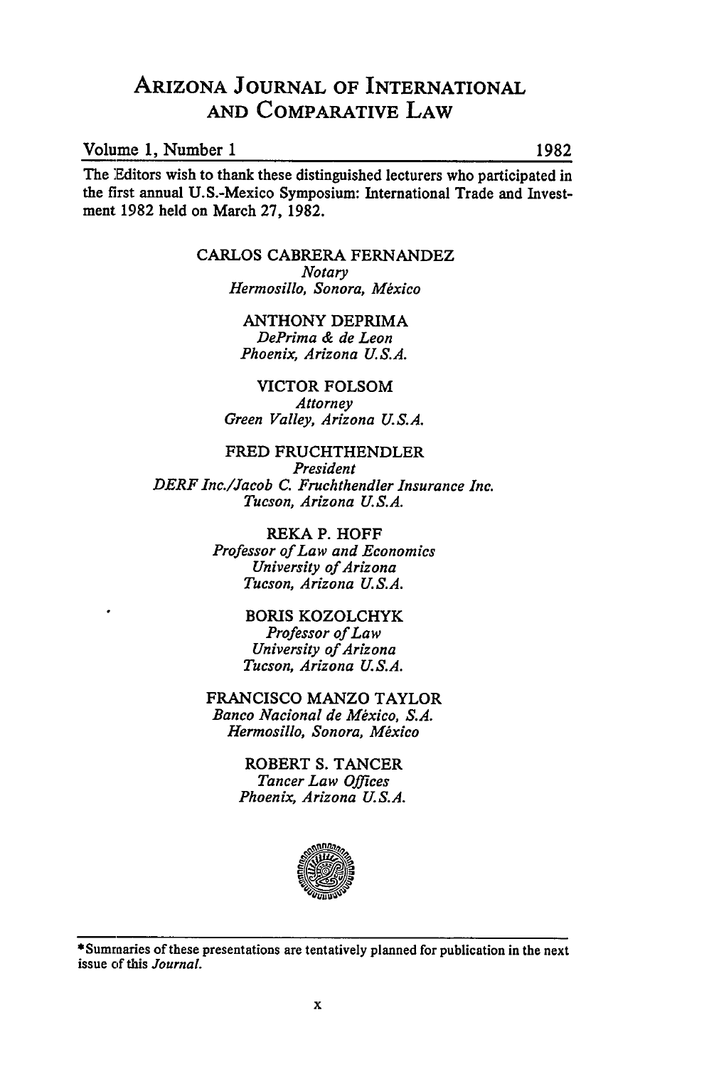# ARIZONA JOURNAL OF INTERNATIONAL AND COMPARATIVE LAW

Volume 1, Number 1 1982

The Editors wish to thank these distinguished lecturers who participated in the first annual U.S.-Mexico Symposium: International Trade and Investment 1982 held on March 27, 1982.

CARLOS CABRERA FERNANDEZ
*Notary*
*Hermosillo, Sonora, México*

ANTHONY DEPRIMA
*DePrima & de Leon*
*Phoenix, Arizona U.S.A.*

VICTOR FOLSOM
*Attorney*
*Green Valley, Arizona U.S.A.*

FRED FRUCHTHENDLER
*President*
*DERF Inc./Jacob C. Fruchthendler Insurance Inc.*
*Tucson, Arizona U.S.A.*

REKA P. HOFF
*Professor of Law and Economics*
*University of Arizona*
*Tucson, Arizona U.S.A.*

BORIS KOZOLCHYK
*Professor of Law*
*University of Arizona*
*Tucson, Arizona U.S.A.*

FRANCISCO MANZO TAYLOR
*Banco Nacional de México, S.A.*
*Hermosillo, Sonora, México*

ROBERT S. TANCER
*Tancer Law Offices*
*Phoenix, Arizona U.S.A.*

---

*Summaries of these presentations are tentatively planned for publication in the next issue of this *Journal*.